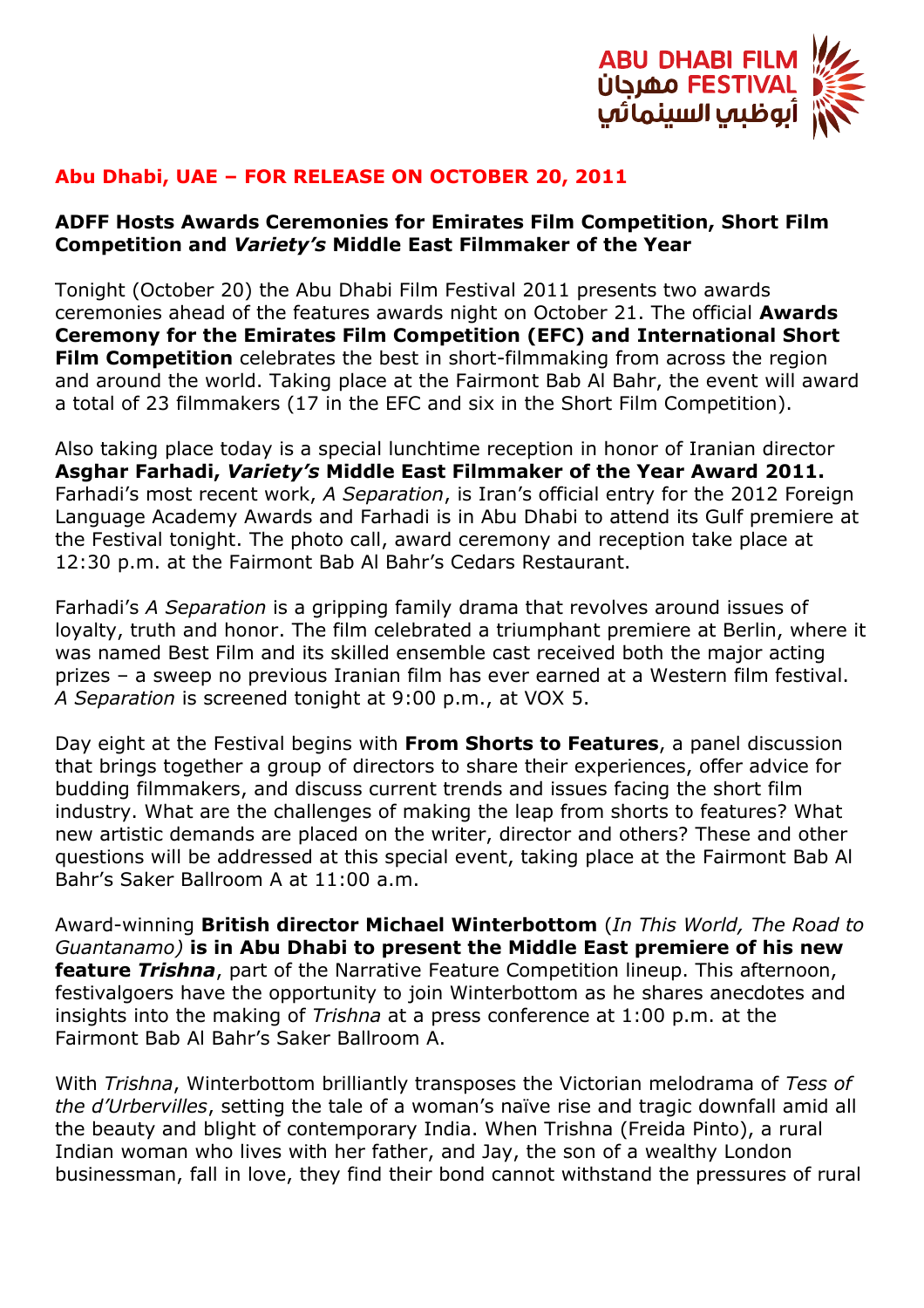ABU DHABI FILM FESTIVAL مهرجان أبوظبي السينمائي

**Abu Dhabi, UAE – FOR RELEASE ON OCTOBER 20, 2011**

## ADFF Hosts Awards Ceremonies for Emirates Film Competition, Short Film Competition and *Variety's* Middle East Filmmaker of the Year

Tonight (October 20) the Abu Dhabi Film Festival 2011 presents two awards ceremonies ahead of the features awards night on October 21. The official **Awards Ceremony for the Emirates Film Competition (EFC) and International Short Film Competition** celebrates the best in short-filmmaking from across the region and around the world. Taking place at the Fairmont Bab Al Bahr, the event will award a total of 23 filmmakers (17 in the EFC and six in the Short Film Competition).

Also taking place today is a special lunchtime reception in honor of Iranian director **Asghar Farhadi, *Variety's* Middle East Filmmaker of the Year Award 2011.** Farhadi's most recent work, *A Separation*, is Iran's official entry for the 2012 Foreign Language Academy Awards and Farhadi is in Abu Dhabi to attend its Gulf premiere at the Festival tonight. The photo call, award ceremony and reception take place at 12:30 p.m. at the Fairmont Bab Al Bahr's Cedars Restaurant.

Farhadi's *A Separation* is a gripping family drama that revolves around issues of loyalty, truth and honor. The film celebrated a triumphant premiere at Berlin, where it was named Best Film and its skilled ensemble cast received both the major acting prizes – a sweep no previous Iranian film has ever earned at a Western film festival. *A Separation* is screened tonight at 9:00 p.m., at VOX 5.

Day eight at the Festival begins with **From Shorts to Features**, a panel discussion that brings together a group of directors to share their experiences, offer advice for budding filmmakers, and discuss current trends and issues facing the short film industry. What are the challenges of making the leap from shorts to features? What new artistic demands are placed on the writer, director and others? These and other questions will be addressed at this special event, taking place at the Fairmont Bab Al Bahr's Saker Ballroom A at 11:00 a.m.

Award-winning **British director Michael Winterbottom** (*In This World, The Road to Guantanamo)* **is in Abu Dhabi to present the Middle East premiere of his new feature *Trishna***, part of the Narrative Feature Competition lineup. This afternoon, festivalgoers have the opportunity to join Winterbottom as he shares anecdotes and insights into the making of *Trishna* at a press conference at 1:00 p.m. at the Fairmont Bab Al Bahr's Saker Ballroom A.

With *Trishna*, Winterbottom brilliantly transposes the Victorian melodrama of *Tess of the d'Urbervilles*, setting the tale of a woman's naïve rise and tragic downfall amid all the beauty and blight of contemporary India. When Trishna (Freida Pinto), a rural Indian woman who lives with her father, and Jay, the son of a wealthy London businessman, fall in love, they find their bond cannot withstand the pressures of rural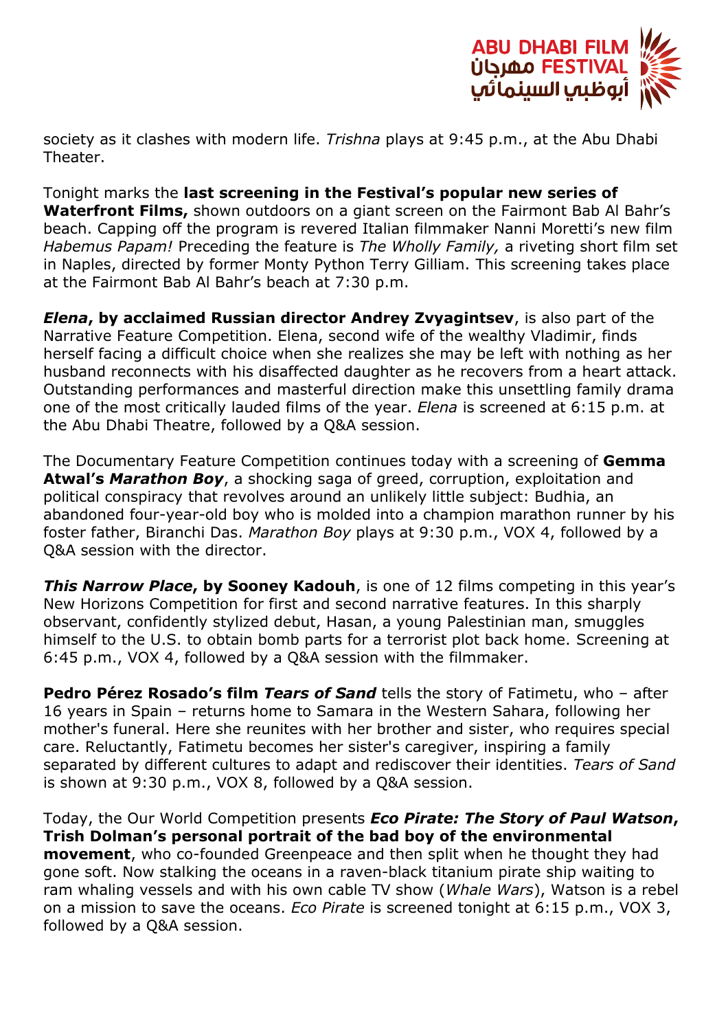society as it clashes with modern life. *Trishna* plays at 9:45 p.m., at the Abu Dhabi Theater.

Tonight marks the **last screening in the Festival's popular new series of Waterfront Films,** shown outdoors on a giant screen on the Fairmont Bab Al Bahr's beach. Capping off the program is revered Italian filmmaker Nanni Moretti's new film *Habemus Papam!* Preceding the feature is *The Wholly Family,* a riveting short film set in Naples, directed by former Monty Python Terry Gilliam. This screening takes place at the Fairmont Bab Al Bahr's beach at 7:30 p.m.

***Elena*, by acclaimed Russian director Andrey Zvyagintsev**, is also part of the Narrative Feature Competition. Elena, second wife of the wealthy Vladimir, finds herself facing a difficult choice when she realizes she may be left with nothing as her husband reconnects with his disaffected daughter as he recovers from a heart attack. Outstanding performances and masterful direction make this unsettling family drama one of the most critically lauded films of the year. *Elena* is screened at 6:15 p.m. at the Abu Dhabi Theatre, followed by a Q&A session.

The Documentary Feature Competition continues today with a screening of **Gemma Atwal's *Marathon Boy***, a shocking saga of greed, corruption, exploitation and political conspiracy that revolves around an unlikely little subject: Budhia, an abandoned four-year-old boy who is molded into a champion marathon runner by his foster father, Biranchi Das. *Marathon Boy* plays at 9:30 p.m., VOX 4, followed by a Q&A session with the director.

***This Narrow Place*, by Sooney Kadouh**, is one of 12 films competing in this year's New Horizons Competition for first and second narrative features. In this sharply observant, confidently stylized debut, Hasan, a young Palestinian man, smuggles himself to the U.S. to obtain bomb parts for a terrorist plot back home. Screening at 6:45 p.m., VOX 4, followed by a Q&A session with the filmmaker.

**Pedro Pérez Rosado's film *Tears of Sand*** tells the story of Fatimetu, who – after 16 years in Spain – returns home to Samara in the Western Sahara, following her mother's funeral. Here she reunites with her brother and sister, who requires special care. Reluctantly, Fatimetu becomes her sister's caregiver, inspiring a family separated by different cultures to adapt and rediscover their identities. *Tears of Sand* is shown at 9:30 p.m., VOX 8, followed by a Q&A session.

Today, the Our World Competition presents ***Eco Pirate: The Story of Paul Watson*, Trish Dolman's personal portrait of the bad boy of the environmental movement**, who co-founded Greenpeace and then split when he thought they had gone soft. Now stalking the oceans in a raven-black titanium pirate ship waiting to ram whaling vessels and with his own cable TV show (*Whale Wars*), Watson is a rebel on a mission to save the oceans. *Eco Pirate* is screened tonight at 6:15 p.m., VOX 3, followed by a Q&A session.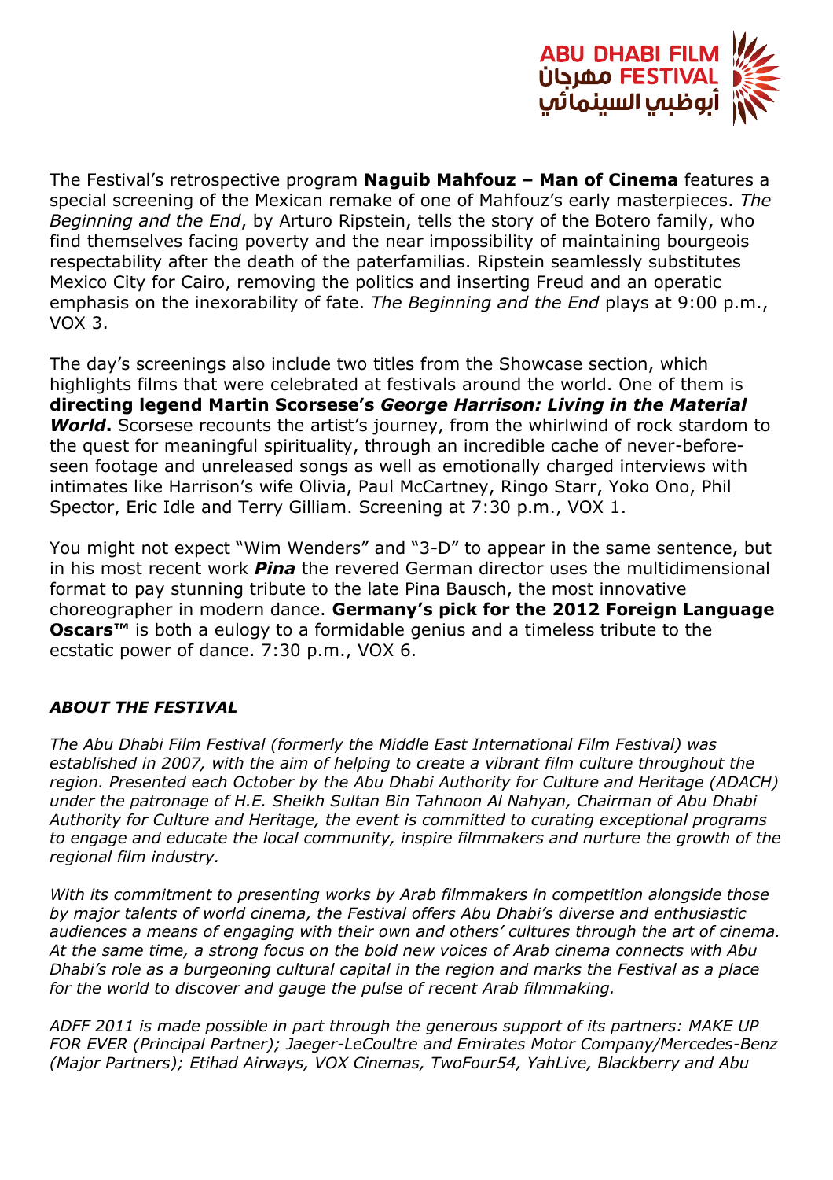The Festival's retrospective program **Naguib Mahfouz – Man of Cinema** features a special screening of the Mexican remake of one of Mahfouz's early masterpieces. *The Beginning and the End*, by Arturo Ripstein, tells the story of the Botero family, who find themselves facing poverty and the near impossibility of maintaining bourgeois respectability after the death of the paterfamilias. Ripstein seamlessly substitutes Mexico City for Cairo, removing the politics and inserting Freud and an operatic emphasis on the inexorability of fate. *The Beginning and the End* plays at 9:00 p.m., VOX 3.

The day's screenings also include two titles from the Showcase section, which highlights films that were celebrated at festivals around the world. One of them is **directing legend Martin Scorsese's *George Harrison: Living in the Material World*.** Scorsese recounts the artist's journey, from the whirlwind of rock stardom to the quest for meaningful spirituality, through an incredible cache of never-before-seen footage and unreleased songs as well as emotionally charged interviews with intimates like Harrison's wife Olivia, Paul McCartney, Ringo Starr, Yoko Ono, Phil Spector, Eric Idle and Terry Gilliam. Screening at 7:30 p.m., VOX 1.

You might not expect "Wim Wenders" and "3-D" to appear in the same sentence, but in his most recent work ***Pina*** the revered German director uses the multidimensional format to pay stunning tribute to the late Pina Bausch, the most innovative choreographer in modern dance. **Germany's pick for the 2012 Foreign Language Oscars™** is both a eulogy to a formidable genius and a timeless tribute to the ecstatic power of dance. 7:30 p.m., VOX 6.

***ABOUT THE FESTIVAL***

*The Abu Dhabi Film Festival (formerly the Middle East International Film Festival) was established in 2007, with the aim of helping to create a vibrant film culture throughout the region. Presented each October by the Abu Dhabi Authority for Culture and Heritage (ADACH) under the patronage of H.E. Sheikh Sultan Bin Tahnoon Al Nahyan, Chairman of Abu Dhabi Authority for Culture and Heritage, the event is committed to curating exceptional programs to engage and educate the local community, inspire filmmakers and nurture the growth of the regional film industry.*

*With its commitment to presenting works by Arab filmmakers in competition alongside those by major talents of world cinema, the Festival offers Abu Dhabi's diverse and enthusiastic audiences a means of engaging with their own and others' cultures through the art of cinema. At the same time, a strong focus on the bold new voices of Arab cinema connects with Abu Dhabi's role as a burgeoning cultural capital in the region and marks the Festival as a place for the world to discover and gauge the pulse of recent Arab filmmaking.*

*ADFF 2011 is made possible in part through the generous support of its partners: MAKE UP FOR EVER (Principal Partner); Jaeger-LeCoultre and Emirates Motor Company/Mercedes-Benz (Major Partners); Etihad Airways, VOX Cinemas, TwoFour54, YahLive, Blackberry and Abu*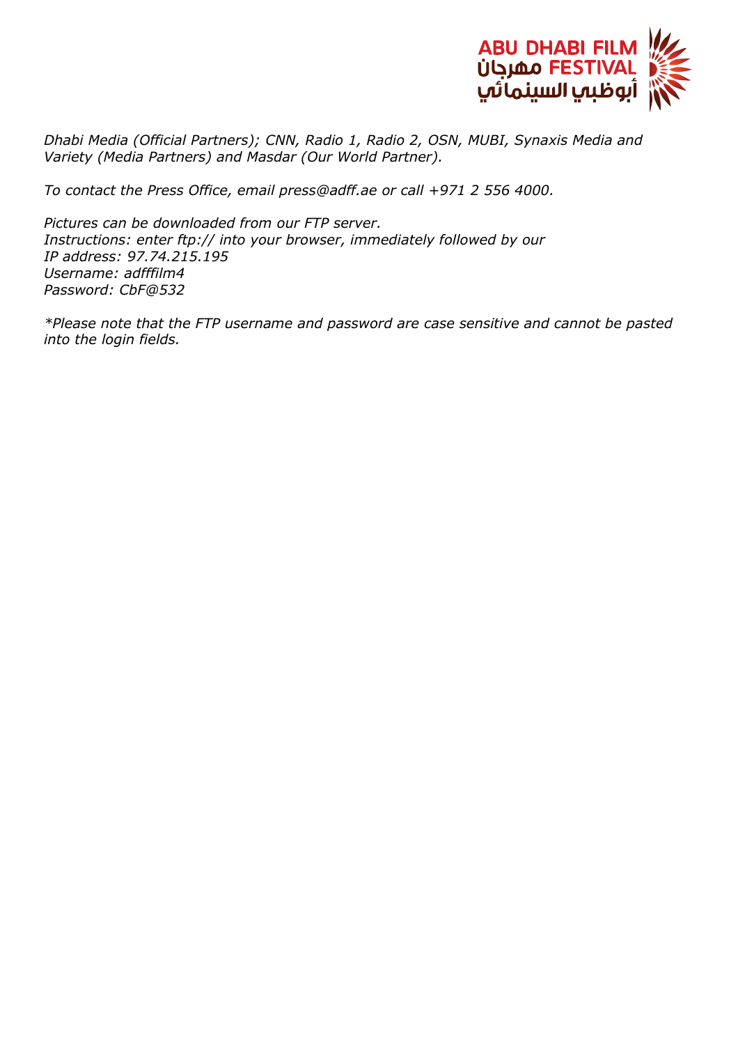*Dhabi Media (Official Partners); CNN, Radio 1, Radio 2, OSN, MUBI, Synaxis Media and Variety (Media Partners) and Masdar (Our World Partner).*

*To contact the Press Office, email press@adff.ae or call +971 2 556 4000.*

*Pictures can be downloaded from our FTP server.*
*Instructions: enter ftp:// into your browser, immediately followed by our*
*IP address: 97.74.215.195*
*Username: adfffilm4*
*Password: CbF@532*

**Please note that the FTP username and password are case sensitive and cannot be pasted into the login fields.*